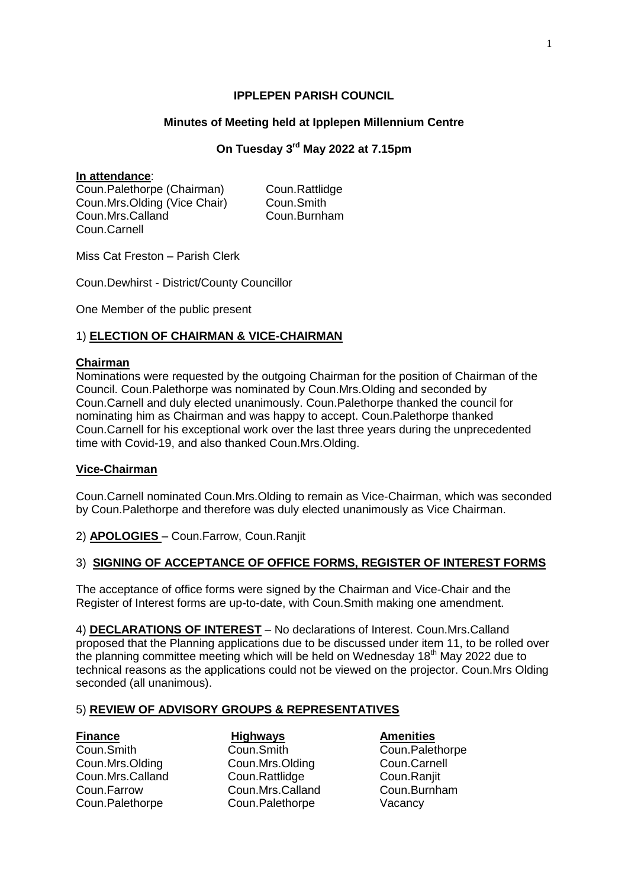# IPPLEPEN PARISH COUNCIL

## Minutes of Meeting held at Ipplepen Millennium Centre

## On Tuesday 3rd May 2022 at 7.15pm

**In attendance**:

| | |
|---|---|
| Coun.Palethorpe (Chairman) | Coun.Rattlidge |
| Coun.Mrs.Olding (Vice Chair) | Coun.Smith |
| Coun.Mrs.Calland | Coun.Burnham |
| Coun.Carnell | |

Miss Cat Freston – Parish Clerk

Coun.Dewhirst - District/County Councillor

One Member of the public present

### 1) ELECTION OF CHAIRMAN & VICE-CHAIRMAN

**Chairman**

Nominations were requested by the outgoing Chairman for the position of Chairman of the Council. Coun.Palethorpe was nominated by Coun.Mrs.Olding and seconded by Coun.Carnell and duly elected unanimously. Coun.Palethorpe thanked the council for nominating him as Chairman and was happy to accept. Coun.Palethorpe thanked Coun.Carnell for his exceptional work over the last three years during the unprecedented time with Covid-19, and also thanked Coun.Mrs.Olding.

**Vice-Chairman**

Coun.Carnell nominated Coun.Mrs.Olding to remain as Vice-Chairman, which was seconded by Coun.Palethorpe and therefore was duly elected unanimously as Vice Chairman.

### 2) APOLOGIES – Coun.Farrow, Coun.Ranjit

### 3) SIGNING OF ACCEPTANCE OF OFFICE FORMS, REGISTER OF INTEREST FORMS

The acceptance of office forms were signed by the Chairman and Vice-Chair and the Register of Interest forms are up-to-date, with Coun.Smith making one amendment.

4) **DECLARATIONS OF INTEREST** – No declarations of Interest. Coun.Mrs.Calland proposed that the Planning applications due to be discussed under item 11, to be rolled over the planning committee meeting which will be held on Wednesday 18th May 2022 due to technical reasons as the applications could not be viewed on the projector. Coun.Mrs Olding seconded (all unanimous).

### 5) REVIEW OF ADVISORY GROUPS & REPRESENTATIVES

| **Finance** | **Highways** | **Amenities** |
|---|---|---|
| Coun.Smith | Coun.Smith | Coun.Palethorpe |
| Coun.Mrs.Olding | Coun.Mrs.Olding | Coun.Carnell |
| Coun.Mrs.Calland | Coun.Rattlidge | Coun.Ranjit |
| Coun.Farrow | Coun.Mrs.Calland | Coun.Burnham |
| Coun.Palethorpe | Coun.Palethorpe | Vacancy |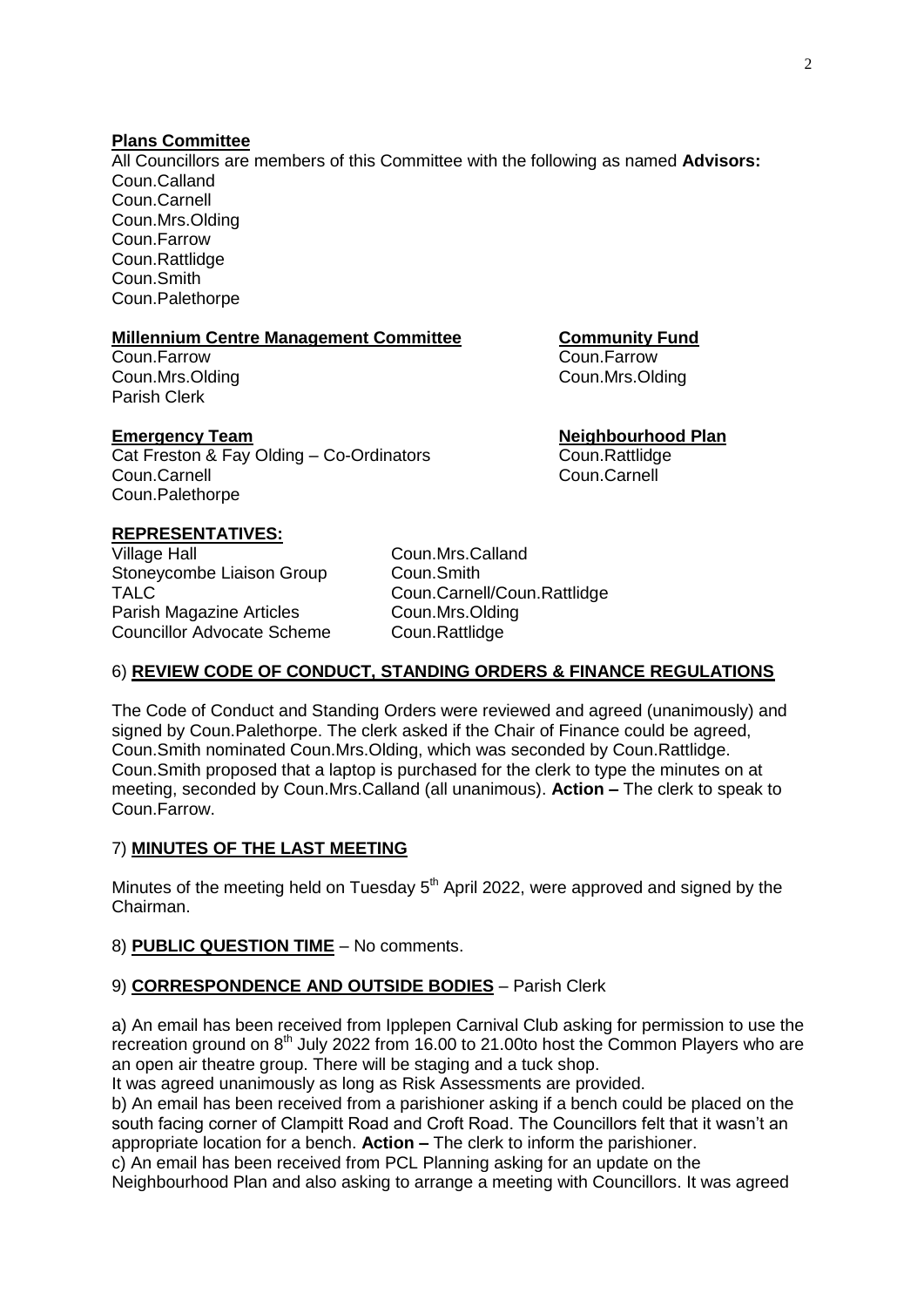**Plans Committee**

All Councillors are members of this Committee with the following as named **Advisors:**
Coun.Calland
Coun.Carnell
Coun.Mrs.Olding
Coun.Farrow
Coun.Rattlidge
Coun.Smith
Coun.Palethorpe

**Millennium Centre Management Committee**
Coun.Farrow
Coun.Mrs.Olding
Parish Clerk

**Community Fund**
Coun.Farrow
Coun.Mrs.Olding

**Emergency Team**
Cat Freston & Fay Olding – Co-Ordinators
Coun.Carnell
Coun.Palethorpe

**Neighbourhood Plan**
Coun.Rattlidge
Coun.Carnell

**REPRESENTATIVES:**

| | |
|---|---|
| Village Hall | Coun.Mrs.Calland |
| Stoneycombe Liaison Group | Coun.Smith |
| TALC | Coun.Carnell/Coun.Rattlidge |
| Parish Magazine Articles | Coun.Mrs.Olding |
| Councillor Advocate Scheme | Coun.Rattlidge |

## 6) REVIEW CODE OF CONDUCT, STANDING ORDERS & FINANCE REGULATIONS

The Code of Conduct and Standing Orders were reviewed and agreed (unanimously) and signed by Coun.Palethorpe. The clerk asked if the Chair of Finance could be agreed, Coun.Smith nominated Coun.Mrs.Olding, which was seconded by Coun.Rattlidge. Coun.Smith proposed that a laptop is purchased for the clerk to type the minutes on at meeting, seconded by Coun.Mrs.Calland (all unanimous). **Action –** The clerk to speak to Coun.Farrow.

## 7) MINUTES OF THE LAST MEETING

Minutes of the meeting held on Tuesday 5th April 2022, were approved and signed by the Chairman.

## 8) PUBLIC QUESTION TIME – No comments.

## 9) CORRESPONDENCE AND OUTSIDE BODIES – Parish Clerk

a) An email has been received from Ipplepen Carnival Club asking for permission to use the recreation ground on 8th July 2022 from 16.00 to 21.00to host the Common Players who are an open air theatre group. There will be staging and a tuck shop.
It was agreed unanimously as long as Risk Assessments are provided.
b) An email has been received from a parishioner asking if a bench could be placed on the south facing corner of Clampitt Road and Croft Road. The Councillors felt that it wasn't an appropriate location for a bench. **Action –** The clerk to inform the parishioner.
c) An email has been received from PCL Planning asking for an update on the Neighbourhood Plan and also asking to arrange a meeting with Councillors. It was agreed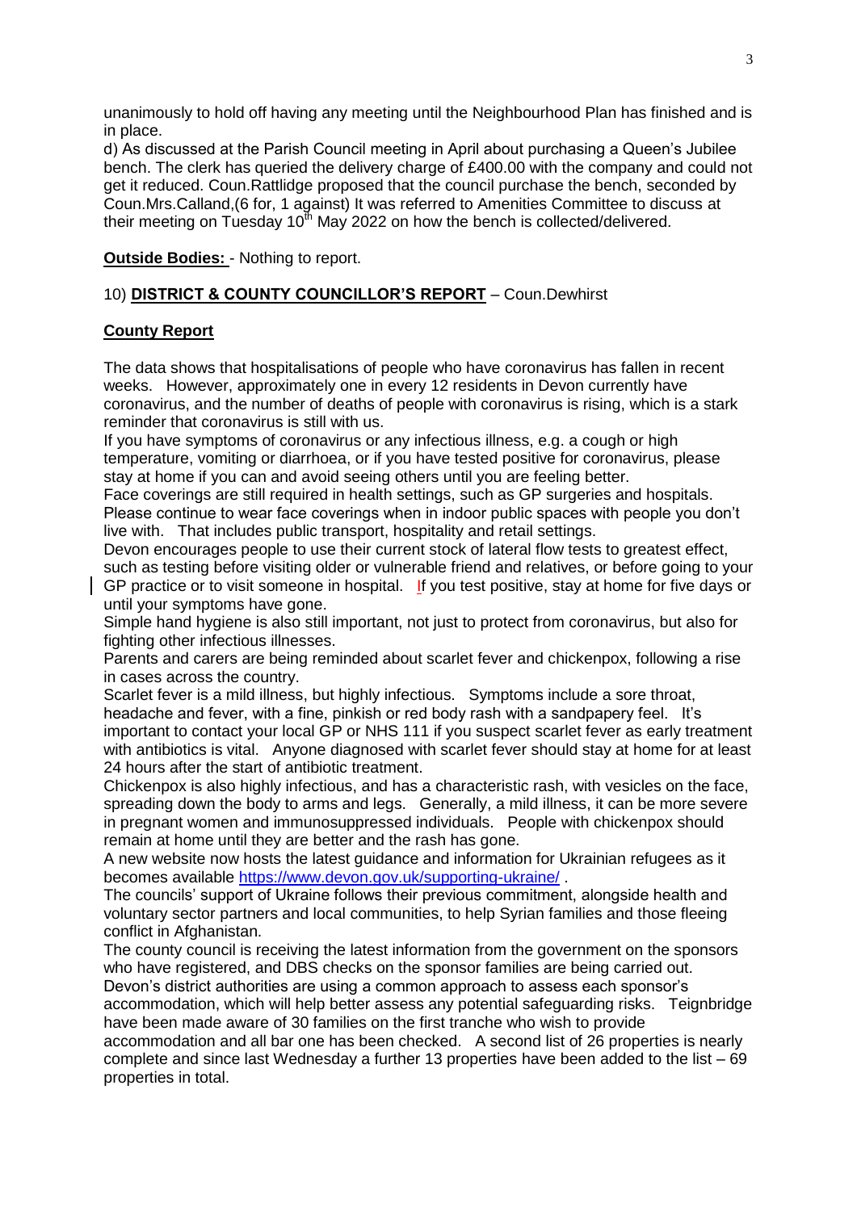unanimously to hold off having any meeting until the Neighbourhood Plan has finished and is in place.

d) As discussed at the Parish Council meeting in April about purchasing a Queen's Jubilee bench. The clerk has queried the delivery charge of £400.00 with the company and could not get it reduced. Coun.Rattlidge proposed that the council purchase the bench, seconded by Coun.Mrs.Calland,(6 for, 1 against) It was referred to Amenities Committee to discuss at their meeting on Tuesday 10th May 2022 on how the bench is collected/delivered.

**Outside Bodies:** - Nothing to report.

10) **DISTRICT & COUNTY COUNCILLOR'S REPORT** – Coun.Dewhirst

**County Report**

The data shows that hospitalisations of people who have coronavirus has fallen in recent weeks. However, approximately one in every 12 residents in Devon currently have coronavirus, and the number of deaths of people with coronavirus is rising, which is a stark reminder that coronavirus is still with us.

If you have symptoms of coronavirus or any infectious illness, e.g. a cough or high temperature, vomiting or diarrhoea, or if you have tested positive for coronavirus, please stay at home if you can and avoid seeing others until you are feeling better.

Face coverings are still required in health settings, such as GP surgeries and hospitals. Please continue to wear face coverings when in indoor public spaces with people you don't live with. That includes public transport, hospitality and retail settings.

Devon encourages people to use their current stock of lateral flow tests to greatest effect, such as testing before visiting older or vulnerable friend and relatives, or before going to your GP practice or to visit someone in hospital. If you test positive, stay at home for five days or until your symptoms have gone.

Simple hand hygiene is also still important, not just to protect from coronavirus, but also for fighting other infectious illnesses.

Parents and carers are being reminded about scarlet fever and chickenpox, following a rise in cases across the country.

Scarlet fever is a mild illness, but highly infectious. Symptoms include a sore throat, headache and fever, with a fine, pinkish or red body rash with a sandpapery feel. It's important to contact your local GP or NHS 111 if you suspect scarlet fever as early treatment with antibiotics is vital. Anyone diagnosed with scarlet fever should stay at home for at least 24 hours after the start of antibiotic treatment.

Chickenpox is also highly infectious, and has a characteristic rash, with vesicles on the face, spreading down the body to arms and legs. Generally, a mild illness, it can be more severe in pregnant women and immunosuppressed individuals. People with chickenpox should remain at home until they are better and the rash has gone.

A new website now hosts the latest guidance and information for Ukrainian refugees as it becomes available https://www.devon.gov.uk/supporting-ukraine/ .

The councils' support of Ukraine follows their previous commitment, alongside health and voluntary sector partners and local communities, to help Syrian families and those fleeing conflict in Afghanistan.

The county council is receiving the latest information from the government on the sponsors who have registered, and DBS checks on the sponsor families are being carried out.

Devon's district authorities are using a common approach to assess each sponsor's accommodation, which will help better assess any potential safeguarding risks. Teignbridge have been made aware of 30 families on the first tranche who wish to provide accommodation and all bar one has been checked. A second list of 26 properties is nearly complete and since last Wednesday a further 13 properties have been added to the list – 69 properties in total.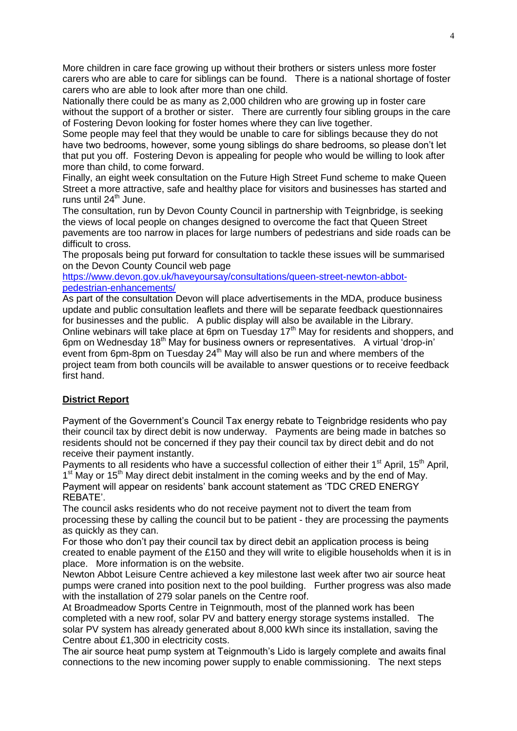More children in care face growing up without their brothers or sisters unless more foster carers who are able to care for siblings can be found. There is a national shortage of foster carers who are able to look after more than one child.

Nationally there could be as many as 2,000 children who are growing up in foster care without the support of a brother or sister. There are currently four sibling groups in the care of Fostering Devon looking for foster homes where they can live together.

Some people may feel that they would be unable to care for siblings because they do not have two bedrooms, however, some young siblings do share bedrooms, so please don't let that put you off. Fostering Devon is appealing for people who would be willing to look after more than child, to come forward.

Finally, an eight week consultation on the Future High Street Fund scheme to make Queen Street a more attractive, safe and healthy place for visitors and businesses has started and runs until 24th June.

The consultation, run by Devon County Council in partnership with Teignbridge, is seeking the views of local people on changes designed to overcome the fact that Queen Street pavements are too narrow in places for large numbers of pedestrians and side roads can be difficult to cross.

The proposals being put forward for consultation to tackle these issues will be summarised on the Devon County Council web page [https://www.devon.gov.uk/haveyoursay/consultations/queen-street-newton-abbot-pedestrian-enhancements/](https://www.devon.gov.uk/haveyoursay/consultations/queen-street-newton-abbot-pedestrian-enhancements/)

As part of the consultation Devon will place advertisements in the MDA, produce business update and public consultation leaflets and there will be separate feedback questionnaires for businesses and the public. A public display will also be available in the Library.

Online webinars will take place at 6pm on Tuesday 17th May for residents and shoppers, and 6pm on Wednesday 18th May for business owners or representatives. A virtual 'drop-in' event from 6pm-8pm on Tuesday 24th May will also be run and where members of the project team from both councils will be available to answer questions or to receive feedback first hand.

## District Report

Payment of the Government's Council Tax energy rebate to Teignbridge residents who pay their council tax by direct debit is now underway. Payments are being made in batches so residents should not be concerned if they pay their council tax by direct debit and do not receive their payment instantly.

Payments to all residents who have a successful collection of either their 1st April, 15th April, 1st May or 15th May direct debit instalment in the coming weeks and by the end of May.

Payment will appear on residents' bank account statement as 'TDC CRED ENERGY REBATE'.

The council asks residents who do not receive payment not to divert the team from processing these by calling the council but to be patient - they are processing the payments as quickly as they can.

For those who don't pay their council tax by direct debit an application process is being created to enable payment of the £150 and they will write to eligible households when it is in place. More information is on the website.

Newton Abbot Leisure Centre achieved a key milestone last week after two air source heat pumps were craned into position next to the pool building. Further progress was also made with the installation of 279 solar panels on the Centre roof.

At Broadmeadow Sports Centre in Teignmouth, most of the planned work has been completed with a new roof, solar PV and battery energy storage systems installed. The solar PV system has already generated about 8,000 kWh since its installation, saving the Centre about £1,300 in electricity costs.

The air source heat pump system at Teignmouth's Lido is largely complete and awaits final connections to the new incoming power supply to enable commissioning. The next steps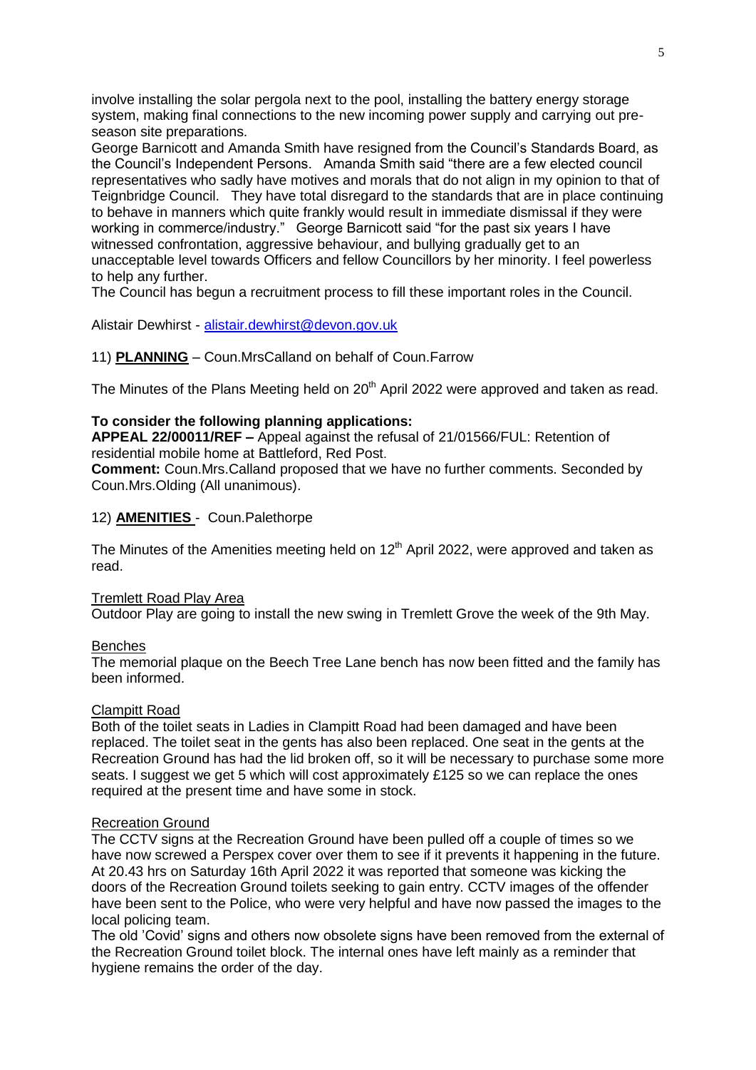involve installing the solar pergola next to the pool, installing the battery energy storage system, making final connections to the new incoming power supply and carrying out pre-season site preparations.

George Barnicott and Amanda Smith have resigned from the Council's Standards Board, as the Council's Independent Persons. Amanda Smith said "there are a few elected council representatives who sadly have motives and morals that do not align in my opinion to that of Teignbridge Council. They have total disregard to the standards that are in place continuing to behave in manners which quite frankly would result in immediate dismissal if they were working in commerce/industry." George Barnicott said "for the past six years I have witnessed confrontation, aggressive behaviour, and bullying gradually get to an unacceptable level towards Officers and fellow Councillors by her minority. I feel powerless to help any further.

The Council has begun a recruitment process to fill these important roles in the Council.

Alistair Dewhirst - alistair.dewhirst@devon.gov.uk

11) **PLANNING** – Coun.MrsCalland on behalf of Coun.Farrow

The Minutes of the Plans Meeting held on 20th April 2022 were approved and taken as read.

**To consider the following planning applications:**

**APPEAL 22/00011/REF –** Appeal against the refusal of 21/01566/FUL: Retention of residential mobile home at Battleford, Red Post.

**Comment:** Coun.Mrs.Calland proposed that we have no further comments. Seconded by Coun.Mrs.Olding (All unanimous).

12) **AMENITIES** - Coun.Palethorpe

The Minutes of the Amenities meeting held on 12th April 2022, were approved and taken as read.

Tremlett Road Play Area

Outdoor Play are going to install the new swing in Tremlett Grove the week of the 9th May.

Benches

The memorial plaque on the Beech Tree Lane bench has now been fitted and the family has been informed.

Clampitt Road

Both of the toilet seats in Ladies in Clampitt Road had been damaged and have been replaced. The toilet seat in the gents has also been replaced. One seat in the gents at the Recreation Ground has had the lid broken off, so it will be necessary to purchase some more seats. I suggest we get 5 which will cost approximately £125 so we can replace the ones required at the present time and have some in stock.

Recreation Ground

The CCTV signs at the Recreation Ground have been pulled off a couple of times so we have now screwed a Perspex cover over them to see if it prevents it happening in the future. At 20.43 hrs on Saturday 16th April 2022 it was reported that someone was kicking the doors of the Recreation Ground toilets seeking to gain entry. CCTV images of the offender have been sent to the Police, who were very helpful and have now passed the images to the local policing team.

The old 'Covid' signs and others now obsolete signs have been removed from the external of the Recreation Ground toilet block. The internal ones have left mainly as a reminder that hygiene remains the order of the day.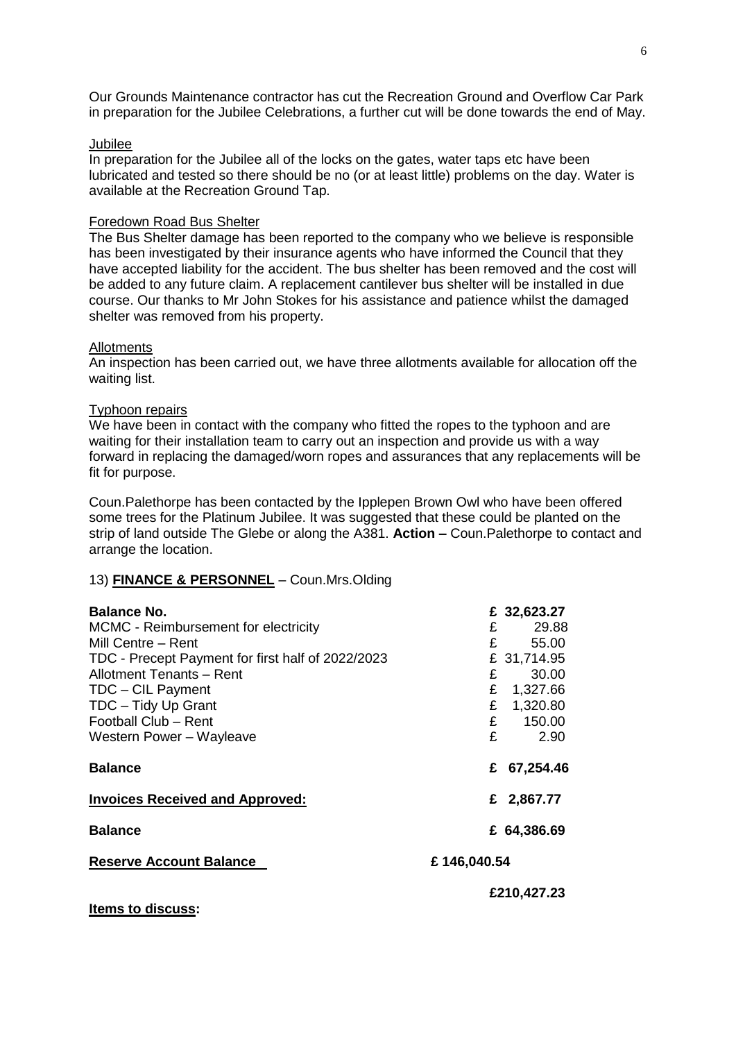Our Grounds Maintenance contractor has cut the Recreation Ground and Overflow Car Park in preparation for the Jubilee Celebrations, a further cut will be done towards the end of May.

Jubilee

In preparation for the Jubilee all of the locks on the gates, water taps etc have been lubricated and tested so there should be no (or at least little) problems on the day. Water is available at the Recreation Ground Tap.

Foredown Road Bus Shelter

The Bus Shelter damage has been reported to the company who we believe is responsible has been investigated by their insurance agents who have informed the Council that they have accepted liability for the accident. The bus shelter has been removed and the cost will be added to any future claim. A replacement cantilever bus shelter will be installed in due course. Our thanks to Mr John Stokes for his assistance and patience whilst the damaged shelter was removed from his property.

Allotments

An inspection has been carried out, we have three allotments available for allocation off the waiting list.

Typhoon repairs

We have been in contact with the company who fitted the ropes to the typhoon and are waiting for their installation team to carry out an inspection and provide us with a way forward in replacing the damaged/worn ropes and assurances that any replacements will be fit for purpose.

Coun.Palethorpe has been contacted by the Ipplepen Brown Owl who have been offered some trees for the Platinum Jubilee. It was suggested that these could be planted on the strip of land outside The Glebe or along the A381. **Action –** Coun.Palethorpe to contact and arrange the location.

13) **FINANCE & PERSONNEL** – Coun.Mrs.Olding

| | | |
|---|---|---|
| **Balance No.** | | £ 32,623.27 |
| MCMC - Reimbursement for electricity | | £ 29.88 |
| Mill Centre – Rent | | £ 55.00 |
| TDC - Precept Payment for first half of 2022/2023 | | £ 31,714.95 |
| Allotment Tenants – Rent | | £ 30.00 |
| TDC – CIL Payment | | £ 1,327.66 |
| TDC – Tidy Up Grant | | £ 1,320.80 |
| Football Club – Rent | | £ 150.00 |
| Western Power – Wayleave | | £ 2.90 |
| **Balance** | | **£ 67,254.46** |
| **Invoices Received and Approved:** | | **£ 2,867.77** |
| **Balance** | | **£ 64,386.69** |
| **Reserve Account Balance** | **£ 146,040.54** | |
| | | **£210,427.23** |

**Items to discuss:**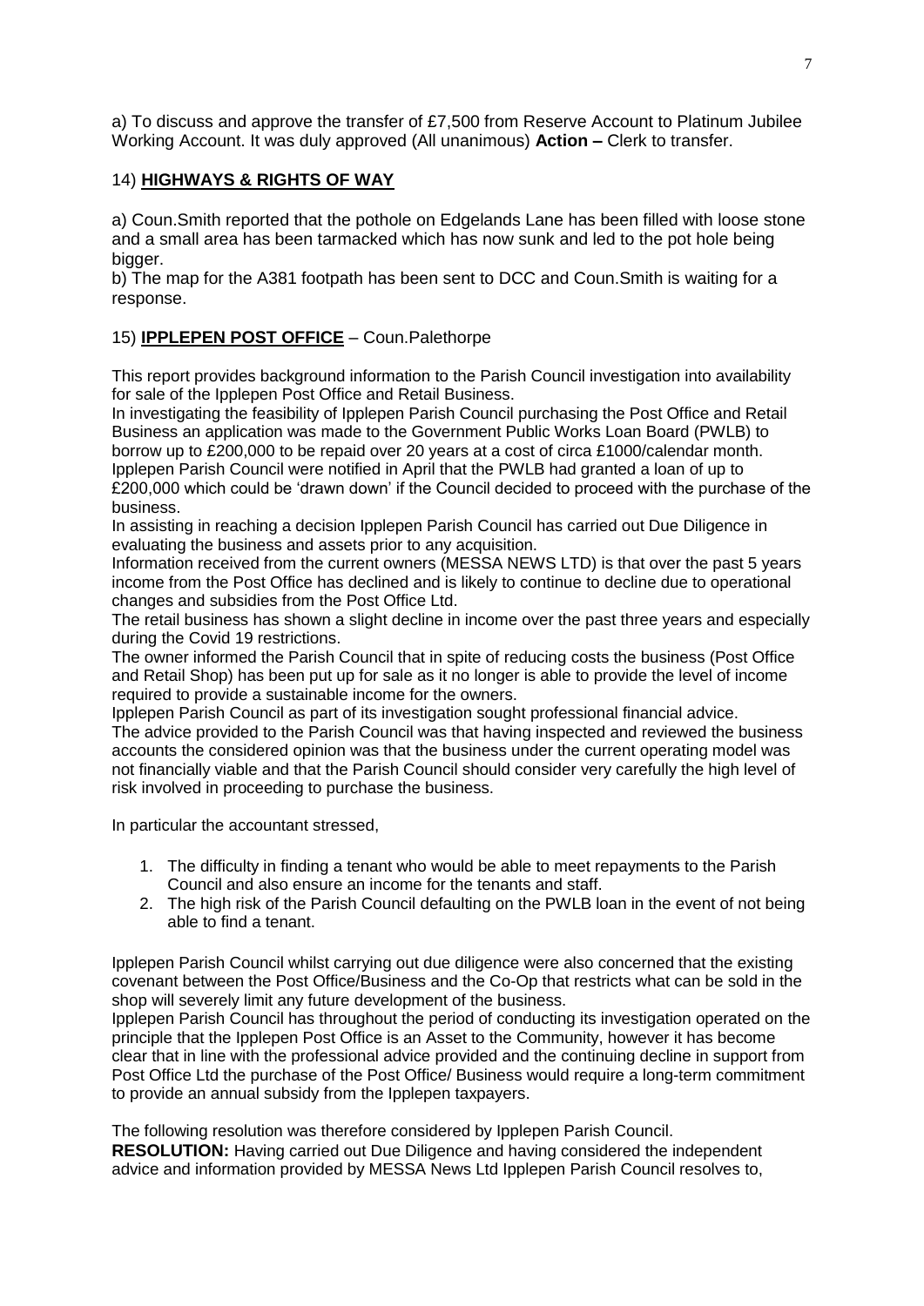a) To discuss and approve the transfer of £7,500 from Reserve Account to Platinum Jubilee Working Account. It was duly approved (All unanimous) **Action –** Clerk to transfer.

## 14) **HIGHWAYS & RIGHTS OF WAY**

a) Coun.Smith reported that the pothole on Edgelands Lane has been filled with loose stone and a small area has been tarmacked which has now sunk and led to the pot hole being bigger.
b) The map for the A381 footpath has been sent to DCC and Coun.Smith is waiting for a response.

## 15) **IPPLEPEN POST OFFICE** – Coun.Palethorpe

This report provides background information to the Parish Council investigation into availability for sale of the Ipplepen Post Office and Retail Business.
In investigating the feasibility of Ipplepen Parish Council purchasing the Post Office and Retail Business an application was made to the Government Public Works Loan Board (PWLB) to borrow up to £200,000 to be repaid over 20 years at a cost of circa £1000/calendar month.
Ipplepen Parish Council were notified in April that the PWLB had granted a loan of up to £200,000 which could be 'drawn down' if the Council decided to proceed with the purchase of the business.
In assisting in reaching a decision Ipplepen Parish Council has carried out Due Diligence in evaluating the business and assets prior to any acquisition.
Information received from the current owners (MESSA NEWS LTD) is that over the past 5 years income from the Post Office has declined and is likely to continue to decline due to operational changes and subsidies from the Post Office Ltd.
The retail business has shown a slight decline in income over the past three years and especially during the Covid 19 restrictions.
The owner informed the Parish Council that in spite of reducing costs the business (Post Office and Retail Shop) has been put up for sale as it no longer is able to provide the level of income required to provide a sustainable income for the owners.
Ipplepen Parish Council as part of its investigation sought professional financial advice.
The advice provided to the Parish Council was that having inspected and reviewed the business accounts the considered opinion was that the business under the current operating model was not financially viable and that the Parish Council should consider very carefully the high level of risk involved in proceeding to purchase the business.

In particular the accountant stressed,

1. The difficulty in finding a tenant who would be able to meet repayments to the Parish Council and also ensure an income for the tenants and staff.
2. The high risk of the Parish Council defaulting on the PWLB loan in the event of not being able to find a tenant.

Ipplepen Parish Council whilst carrying out due diligence were also concerned that the existing covenant between the Post Office/Business and the Co-Op that restricts what can be sold in the shop will severely limit any future development of the business.
Ipplepen Parish Council has throughout the period of conducting its investigation operated on the principle that the Ipplepen Post Office is an Asset to the Community, however it has become clear that in line with the professional advice provided and the continuing decline in support from Post Office Ltd the purchase of the Post Office/ Business would require a long-term commitment to provide an annual subsidy from the Ipplepen taxpayers.

The following resolution was therefore considered by Ipplepen Parish Council.
**RESOLUTION:** Having carried out Due Diligence and having considered the independent advice and information provided by MESSA News Ltd Ipplepen Parish Council resolves to,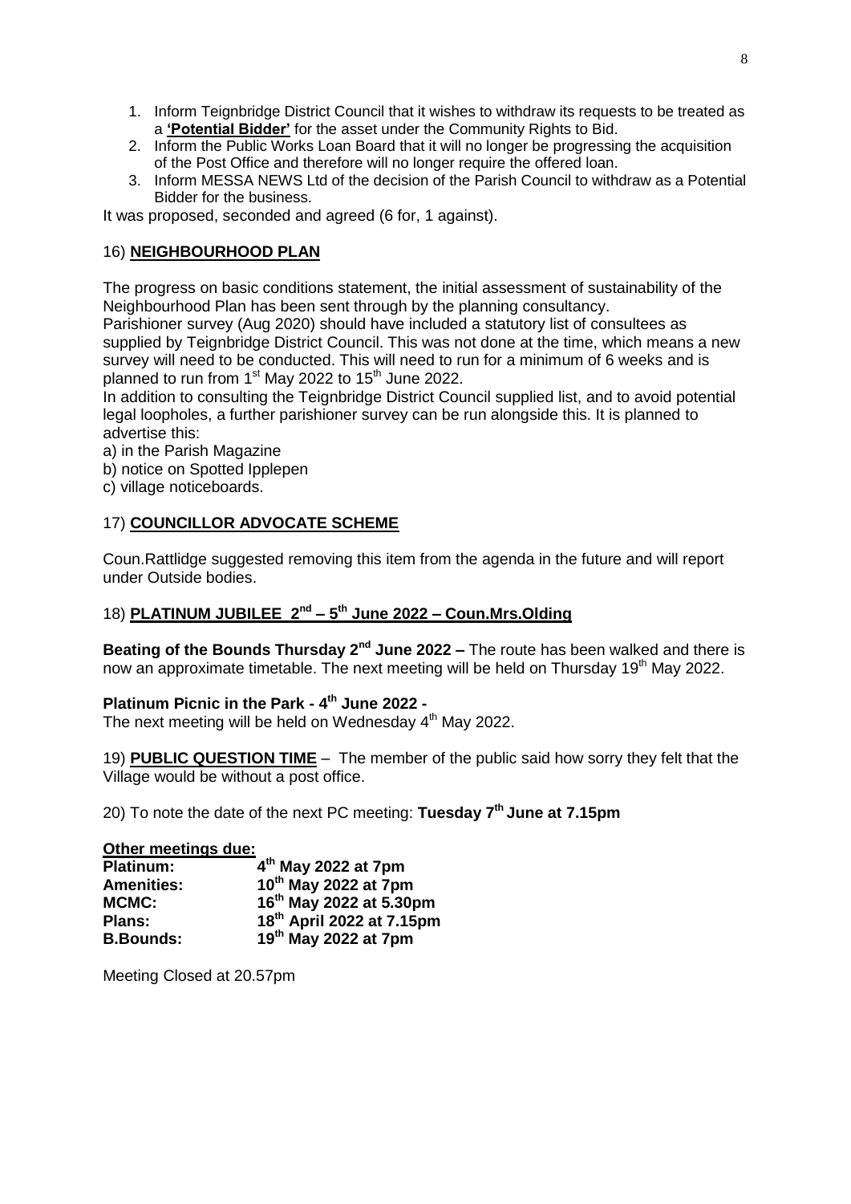1. Inform Teignbridge District Council that it wishes to withdraw its requests to be treated as a **'Potential Bidder'** for the asset under the Community Rights to Bid.
2. Inform the Public Works Loan Board that it will no longer be progressing the acquisition of the Post Office and therefore will no longer require the offered loan.
3. Inform MESSA NEWS Ltd of the decision of the Parish Council to withdraw as a Potential Bidder for the business.

It was proposed, seconded and agreed (6 for, 1 against).

16) **NEIGHBOURHOOD PLAN**

The progress on basic conditions statement, the initial assessment of sustainability of the Neighbourhood Plan has been sent through by the planning consultancy.
Parishioner survey (Aug 2020) should have included a statutory list of consultees as supplied by Teignbridge District Council. This was not done at the time, which means a new survey will need to be conducted. This will need to run for a minimum of 6 weeks and is planned to run from 1st May 2022 to 15th June 2022.
In addition to consulting the Teignbridge District Council supplied list, and to avoid potential legal loopholes, a further parishioner survey can be run alongside this. It is planned to advertise this:

a) in the Parish Magazine
b) notice on Spotted Ipplepen
c) village noticeboards.

17) **COUNCILLOR ADVOCATE SCHEME**

Coun.Rattlidge suggested removing this item from the agenda in the future and will report under Outside bodies.

18) **PLATINUM JUBILEE 2nd – 5th June 2022 – Coun.Mrs.Olding**

**Beating of the Bounds Thursday 2nd June 2022 –** The route has been walked and there is now an approximate timetable. The next meeting will be held on Thursday 19th May 2022.

**Platinum Picnic in the Park - 4th June 2022 -**
The next meeting will be held on Wednesday 4th May 2022.

19) **PUBLIC QUESTION TIME** – The member of the public said how sorry they felt that the Village would be without a post office.

20) To note the date of the next PC meeting: **Tuesday 7th June at 7.15pm**

**Other meetings due:**

| | |
|---|---|
| **Platinum:** | **4th May 2022 at 7pm** |
| **Amenities:** | **10th May 2022 at 7pm** |
| **MCMC:** | **16th May 2022 at 5.30pm** |
| **Plans:** | **18th April 2022 at 7.15pm** |
| **B.Bounds:** | **19th May 2022 at 7pm** |

Meeting Closed at 20.57pm